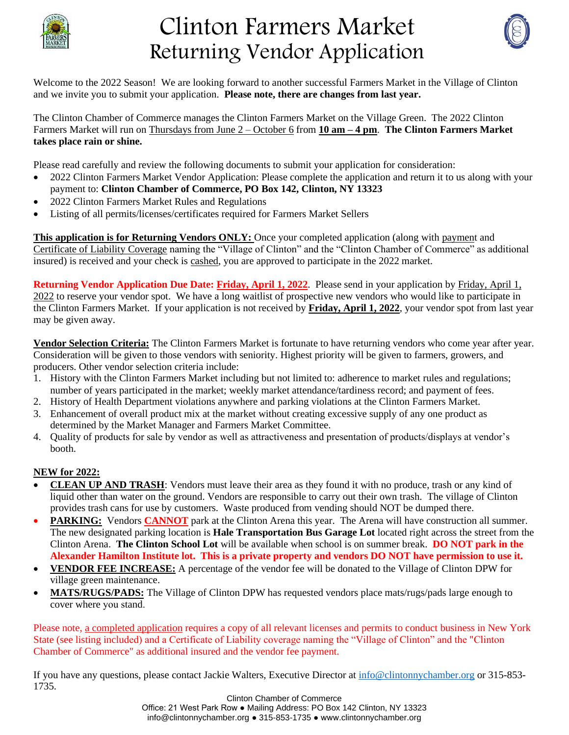# Clinton Farmers Market
## Returning Vendor Application

Welcome to the 2022 Season! We are looking forward to another successful Farmers Market in the Village of Clinton and we invite you to submit your application. **Please note, there are changes from last year.**

The Clinton Chamber of Commerce manages the Clinton Farmers Market on the Village Green. The 2022 Clinton Farmers Market will run on Thursdays from June 2 – October 6 from **10 am – 4 pm**. **The Clinton Farmers Market takes place rain or shine.**

Please read carefully and review the following documents to submit your application for consideration:

- 2022 Clinton Farmers Market Vendor Application: Please complete the application and return it to us along with your payment to: **Clinton Chamber of Commerce, PO Box 142, Clinton, NY 13323**
- 2022 Clinton Farmers Market Rules and Regulations
- Listing of all permits/licenses/certificates required for Farmers Market Sellers

**This application is for Returning Vendors ONLY:** Once your completed application (along with payment and Certificate of Liability Coverage naming the "Village of Clinton" and the "Clinton Chamber of Commerce" as additional insured) is received and your check is cashed, you are approved to participate in the 2022 market.

**Returning Vendor Application Due Date: Friday, April 1, 2022**. Please send in your application by Friday, April 1, 2022 to reserve your vendor spot. We have a long waitlist of prospective new vendors who would like to participate in the Clinton Farmers Market. If your application is not received by **Friday, April 1, 2022**, your vendor spot from last year may be given away.

**Vendor Selection Criteria:** The Clinton Farmers Market is fortunate to have returning vendors who come year after year. Consideration will be given to those vendors with seniority. Highest priority will be given to farmers, growers, and producers. Other vendor selection criteria include:

1. History with the Clinton Farmers Market including but not limited to: adherence to market rules and regulations; number of years participated in the market; weekly market attendance/tardiness record; and payment of fees.
2. History of Health Department violations anywhere and parking violations at the Clinton Farmers Market.
3. Enhancement of overall product mix at the market without creating excessive supply of any one product as determined by the Market Manager and Farmers Market Committee.
4. Quality of products for sale by vendor as well as attractiveness and presentation of products/displays at vendor's booth.

**NEW for 2022:**

- **CLEAN UP AND TRASH**: Vendors must leave their area as they found it with no produce, trash or any kind of liquid other than water on the ground. Vendors are responsible to carry out their own trash. The village of Clinton provides trash cans for use by customers. Waste produced from vending should NOT be dumped there.
- **PARKING:** Vendors **CANNOT** park at the Clinton Arena this year. The Arena will have construction all summer. The new designated parking location is **Hale Transportation Bus Garage Lot** located right across the street from the Clinton Arena. **The Clinton School Lot** will be available when school is on summer break. **DO NOT park in the Alexander Hamilton Institute lot. This is a private property and vendors DO NOT have permission to use it.**
- **VENDOR FEE INCREASE:** A percentage of the vendor fee will be donated to the Village of Clinton DPW for village green maintenance.
- **MATS/RUGS/PADS:** The Village of Clinton DPW has requested vendors place mats/rugs/pads large enough to cover where you stand.

Please note, a completed application requires a copy of all relevant licenses and permits to conduct business in New York State (see listing included) and a Certificate of Liability coverage naming the "Village of Clinton" and the "Clinton Chamber of Commerce" as additional insured and the vendor fee payment.

If you have any questions, please contact Jackie Walters, Executive Director at info@clintonnychamber.org or 315-853-1735.

Clinton Chamber of Commerce
Office: 21 West Park Row ● Mailing Address: PO Box 142 Clinton, NY 13323
info@clintonnychamber.org ● 315-853-1735 ● www.clintonnychamber.org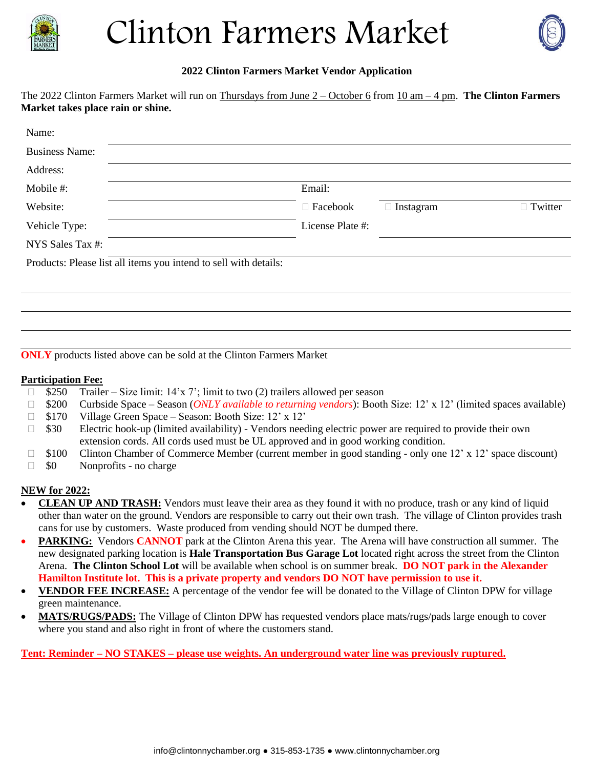# Clinton Farmers Market

**2022 Clinton Farmers Market Vendor Application**

The 2022 Clinton Farmers Market will run on Thursdays from June 2 – October 6 from 10 am – 4 pm. **The Clinton Farmers Market takes place rain or shine.**

Name: ______________________________

Business Name: ______________________________

Address: ______________________________

Mobile #: ______________________________ Email: ______________________________

Website: ______________________________ ☐ Facebook ☐ Instagram ☐ Twitter

Vehicle Type: ______________________________ License Plate #: ______________________________

NYS Sales Tax #: ______________________________

Products: Please list all items you intend to sell with details:

______________________________

______________________________

______________________________

______________________________

**ONLY** products listed above can be sold at the Clinton Farmers Market

**Participation Fee:**

- ☐ $250 Trailer – Size limit: 14'x 7'; limit to two (2) trailers allowed per season
- ☐ $200 Curbside Space – Season (*ONLY available to returning vendors*): Booth Size: 12' x 12' (limited spaces available)
- ☐ $170 Village Green Space – Season: Booth Size: 12' x 12'
- ☐ $30 Electric hook-up (limited availability) - Vendors needing electric power are required to provide their own extension cords. All cords used must be UL approved and in good working condition.
- ☐ $100 Clinton Chamber of Commerce Member (current member in good standing - only one 12' x 12' space discount)
- ☐ $0 Nonprofits - no charge

**NEW for 2022:**

- **CLEAN UP AND TRASH:** Vendors must leave their area as they found it with no produce, trash or any kind of liquid other than water on the ground. Vendors are responsible to carry out their own trash. The village of Clinton provides trash cans for use by customers. Waste produced from vending should NOT be dumped there.
- **PARKING:** Vendors **CANNOT** park at the Clinton Arena this year. The Arena will have construction all summer. The new designated parking location is **Hale Transportation Bus Garage Lot** located right across the street from the Clinton Arena. **The Clinton School Lot** will be available when school is on summer break. **DO NOT park in the Alexander Hamilton Institute lot. This is a private property and vendors DO NOT have permission to use it.**
- **VENDOR FEE INCREASE:** A percentage of the vendor fee will be donated to the Village of Clinton DPW for village green maintenance.
- **MATS/RUGS/PADS:** The Village of Clinton DPW has requested vendors place mats/rugs/pads large enough to cover where you stand and also right in front of where the customers stand.

**Tent: Reminder – NO STAKES – please use weights. An underground water line was previously ruptured.**

info@clintonnychamber.org ● 315-853-1735 ● www.clintonnychamber.org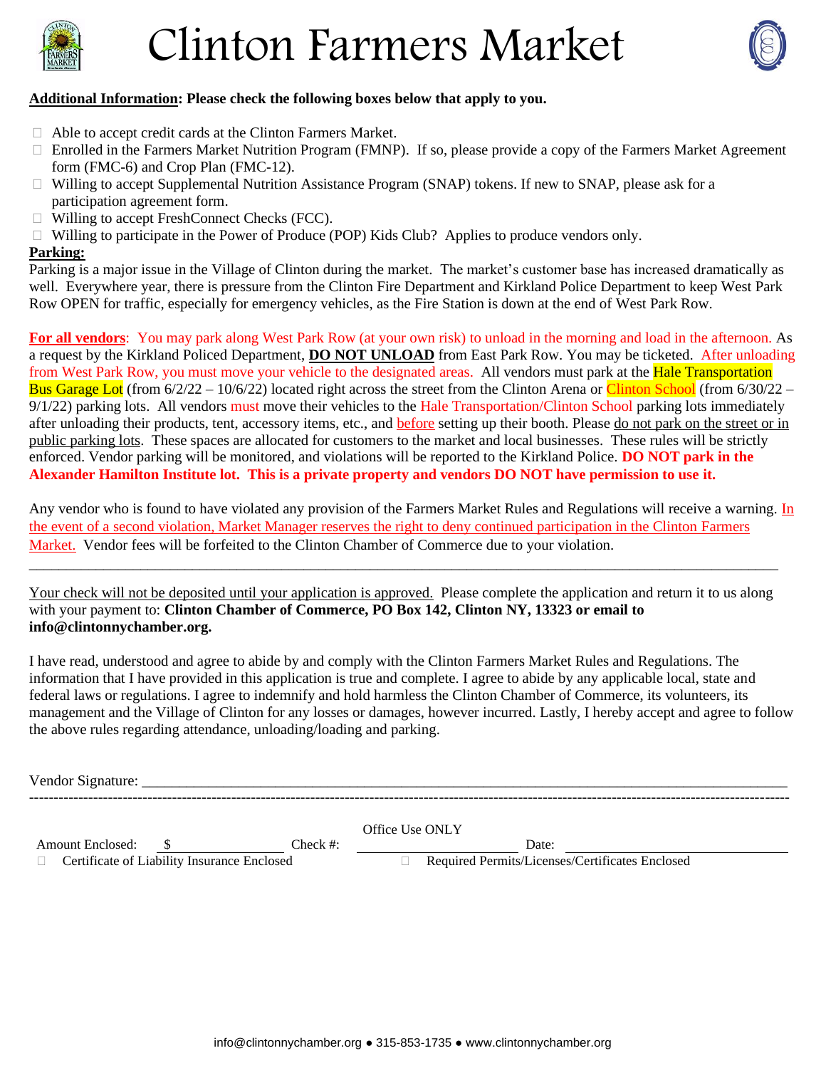# Clinton Farmers Market

**Additional Information: Please check the following boxes below that apply to you.**

- ☐ Able to accept credit cards at the Clinton Farmers Market.
- ☐ Enrolled in the Farmers Market Nutrition Program (FMNP). If so, please provide a copy of the Farmers Market Agreement form (FMC-6) and Crop Plan (FMC-12).
- ☐ Willing to accept Supplemental Nutrition Assistance Program (SNAP) tokens. If new to SNAP, please ask for a participation agreement form.
- ☐ Willing to accept FreshConnect Checks (FCC).
- ☐ Willing to participate in the Power of Produce (POP) Kids Club? Applies to produce vendors only.

**Parking:**

Parking is a major issue in the Village of Clinton during the market. The market's customer base has increased dramatically as well. Everywhere year, there is pressure from the Clinton Fire Department and Kirkland Police Department to keep West Park Row OPEN for traffic, especially for emergency vehicles, as the Fire Station is down at the end of West Park Row.

**For all vendors**: You may park along West Park Row (at your own risk) to unload in the morning and load in the afternoon. As a request by the Kirkland Policed Department, **DO NOT UNLOAD** from East Park Row. You may be ticketed. After unloading from West Park Row, you must move your vehicle to the designated areas. All vendors must park at the Hale Transportation Bus Garage Lot (from 6/2/22 – 10/6/22) located right across the street from the Clinton Arena or Clinton School (from 6/30/22 – 9/1/22) parking lots. All vendors must move their vehicles to the Hale Transportation/Clinton School parking lots immediately after unloading their products, tent, accessory items, etc., and before setting up their booth. Please do not park on the street or in public parking lots. These spaces are allocated for customers to the market and local businesses. These rules will be strictly enforced. Vendor parking will be monitored, and violations will be reported to the Kirkland Police. **DO NOT park in the Alexander Hamilton Institute lot. This is a private property and vendors DO NOT have permission to use it.**

Any vendor who is found to have violated any provision of the Farmers Market Rules and Regulations will receive a warning. In the event of a second violation, Market Manager reserves the right to deny continued participation in the Clinton Farmers Market. Vendor fees will be forfeited to the Clinton Chamber of Commerce due to your violation.

---

Your check will not be deposited until your application is approved. Please complete the application and return it to us along with your payment to: **Clinton Chamber of Commerce, PO Box 142, Clinton NY, 13323 or email to info@clintonnychamber.org.**

I have read, understood and agree to abide by and comply with the Clinton Farmers Market Rules and Regulations. The information that I have provided in this application is true and complete. I agree to abide by any applicable local, state and federal laws or regulations. I agree to indemnify and hold harmless the Clinton Chamber of Commerce, its volunteers, its management and the Village of Clinton for any losses or damages, however incurred. Lastly, I hereby accept and agree to follow the above rules regarding attendance, unloading/loading and parking.

Vendor Signature: ______________________________________________

---

Office Use ONLY

Amount Enclosed: $ ____________ Check #: ____________ Date: ____________

☐ Certificate of Liability Insurance Enclosed ☐ Required Permits/Licenses/Certificates Enclosed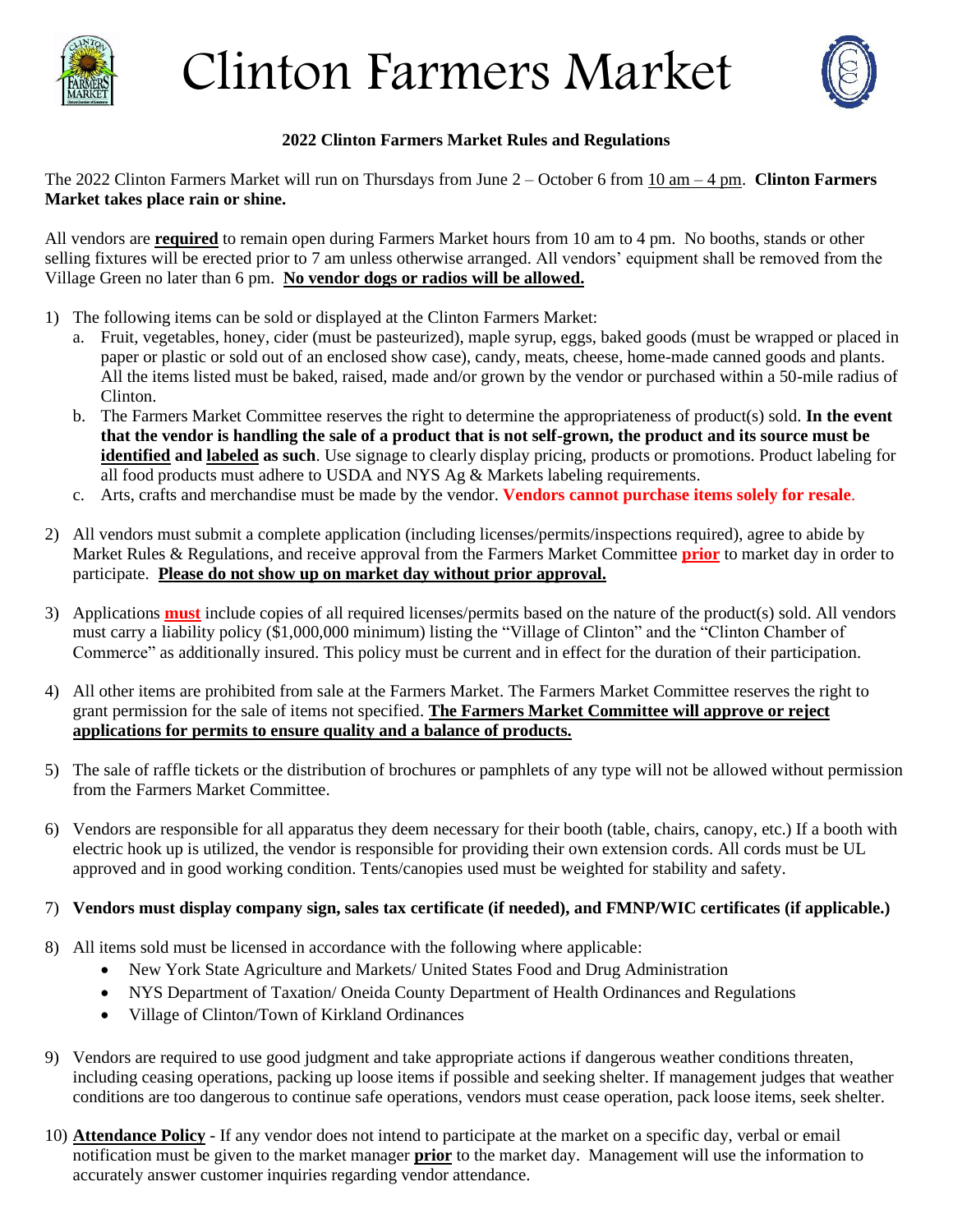# Clinton Farmers Market

**2022 Clinton Farmers Market Rules and Regulations**

The 2022 Clinton Farmers Market will run on Thursdays from June 2 – October 6 from 10 am – 4 pm. **Clinton Farmers Market takes place rain or shine.**

All vendors are **required** to remain open during Farmers Market hours from 10 am to 4 pm. No booths, stands or other selling fixtures will be erected prior to 7 am unless otherwise arranged. All vendors' equipment shall be removed from the Village Green no later than 6 pm. **No vendor dogs or radios will be allowed.**

1) The following items can be sold or displayed at the Clinton Farmers Market:
   a. Fruit, vegetables, honey, cider (must be pasteurized), maple syrup, eggs, baked goods (must be wrapped or placed in paper or plastic or sold out of an enclosed show case), candy, meats, cheese, home-made canned goods and plants. All the items listed must be baked, raised, made and/or grown by the vendor or purchased within a 50-mile radius of Clinton.
   b. The Farmers Market Committee reserves the right to determine the appropriateness of product(s) sold. **In the event that the vendor is handling the sale of a product that is not self-grown, the product and its source must be identified and labeled as such**. Use signage to clearly display pricing, products or promotions. Product labeling for all food products must adhere to USDA and NYS Ag & Markets labeling requirements.
   c. Arts, crafts and merchandise must be made by the vendor. **Vendors cannot purchase items solely for resale**.

2) All vendors must submit a complete application (including licenses/permits/inspections required), agree to abide by Market Rules & Regulations, and receive approval from the Farmers Market Committee **prior** to market day in order to participate. **Please do not show up on market day without prior approval.**

3) Applications **must** include copies of all required licenses/permits based on the nature of the product(s) sold. All vendors must carry a liability policy ($1,000,000 minimum) listing the "Village of Clinton" and the "Clinton Chamber of Commerce" as additionally insured. This policy must be current and in effect for the duration of their participation.

4) All other items are prohibited from sale at the Farmers Market. The Farmers Market Committee reserves the right to grant permission for the sale of items not specified. **The Farmers Market Committee will approve or reject applications for permits to ensure quality and a balance of products.**

5) The sale of raffle tickets or the distribution of brochures or pamphlets of any type will not be allowed without permission from the Farmers Market Committee.

6) Vendors are responsible for all apparatus they deem necessary for their booth (table, chairs, canopy, etc.) If a booth with electric hook up is utilized, the vendor is responsible for providing their own extension cords. All cords must be UL approved and in good working condition. Tents/canopies used must be weighted for stability and safety.

7) **Vendors must display company sign, sales tax certificate (if needed), and FMNP/WIC certificates (if applicable.)**

8) All items sold must be licensed in accordance with the following where applicable:
   - New York State Agriculture and Markets/ United States Food and Drug Administration
   - NYS Department of Taxation/ Oneida County Department of Health Ordinances and Regulations
   - Village of Clinton/Town of Kirkland Ordinances

9) Vendors are required to use good judgment and take appropriate actions if dangerous weather conditions threaten, including ceasing operations, packing up loose items if possible and seeking shelter. If management judges that weather conditions are too dangerous to continue safe operations, vendors must cease operation, pack loose items, seek shelter.

10) **Attendance Policy** - If any vendor does not intend to participate at the market on a specific day, verbal or email notification must be given to the market manager **prior** to the market day. Management will use the information to accurately answer customer inquiries regarding vendor attendance.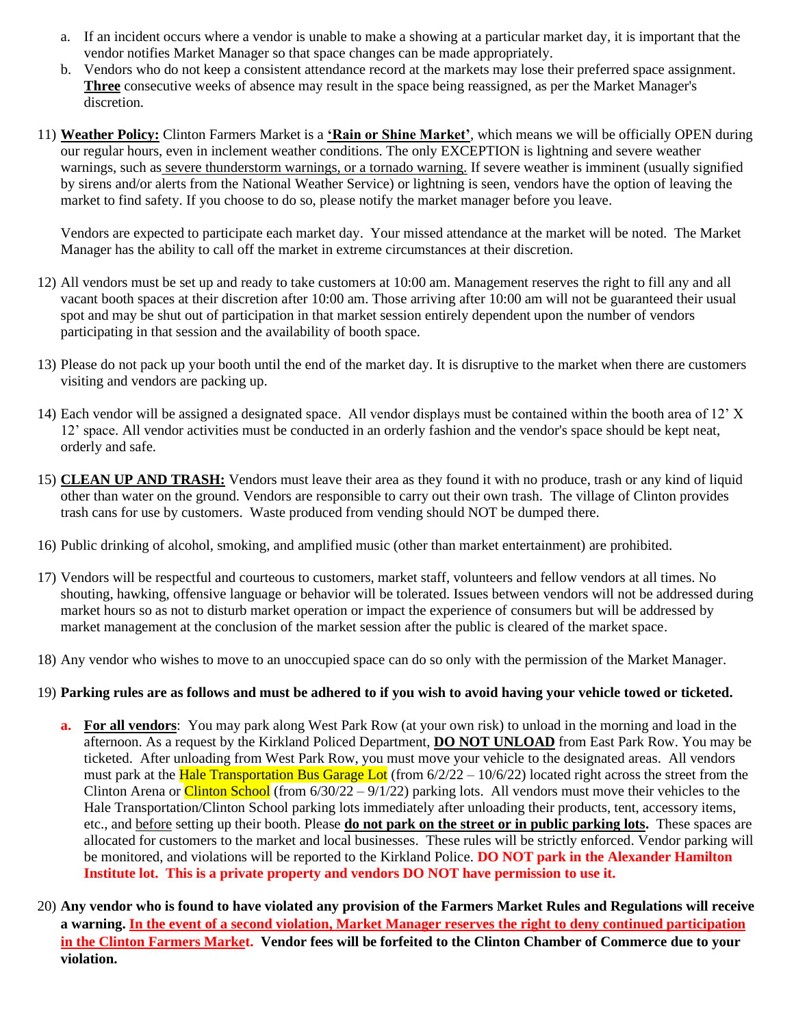a. If an incident occurs where a vendor is unable to make a showing at a particular market day, it is important that the vendor notifies Market Manager so that space changes can be made appropriately.
b. Vendors who do not keep a consistent attendance record at the markets may lose their preferred space assignment. **Three** consecutive weeks of absence may result in the space being reassigned, as per the Market Manager's discretion.

11) **Weather Policy:** Clinton Farmers Market is a **'Rain or Shine Market'**, which means we will be officially OPEN during our regular hours, even in inclement weather conditions. The only EXCEPTION is lightning and severe weather warnings, such as severe thunderstorm warnings, or a tornado warning. If severe weather is imminent (usually signified by sirens and/or alerts from the National Weather Service) or lightning is seen, vendors have the option of leaving the market to find safety. If you choose to do so, please notify the market manager before you leave.

    Vendors are expected to participate each market day. Your missed attendance at the market will be noted. The Market Manager has the ability to call off the market in extreme circumstances at their discretion.

12) All vendors must be set up and ready to take customers at 10:00 am. Management reserves the right to fill any and all vacant booth spaces at their discretion after 10:00 am. Those arriving after 10:00 am will not be guaranteed their usual spot and may be shut out of participation in that market session entirely dependent upon the number of vendors participating in that session and the availability of booth space.

13) Please do not pack up your booth until the end of the market day. It is disruptive to the market when there are customers visiting and vendors are packing up.

14) Each vendor will be assigned a designated space. All vendor displays must be contained within the booth area of 12' X 12' space. All vendor activities must be conducted in an orderly fashion and the vendor's space should be kept neat, orderly and safe.

15) **CLEAN UP AND TRASH:** Vendors must leave their area as they found it with no produce, trash or any kind of liquid other than water on the ground. Vendors are responsible to carry out their own trash. The village of Clinton provides trash cans for use by customers. Waste produced from vending should NOT be dumped there.

16) Public drinking of alcohol, smoking, and amplified music (other than market entertainment) are prohibited.

17) Vendors will be respectful and courteous to customers, market staff, volunteers and fellow vendors at all times. No shouting, hawking, offensive language or behavior will be tolerated. Issues between vendors will not be addressed during market hours so as not to disturb market operation or impact the experience of consumers but will be addressed by market management at the conclusion of the market session after the public is cleared of the market space.

18) Any vendor who wishes to move to an unoccupied space can do so only with the permission of the Market Manager.

19) **Parking rules are as follows and must be adhered to if you wish to avoid having your vehicle towed or ticketed.**

    **a. For all vendors**: You may park along West Park Row (at your own risk) to unload in the morning and load in the afternoon. As a request by the Kirkland Policed Department, **DO NOT UNLOAD** from East Park Row. You may be ticketed. After unloading from West Park Row, you must move your vehicle to the designated areas. All vendors must park at the Hale Transportation Bus Garage Lot (from 6/2/22 – 10/6/22) located right across the street from the Clinton Arena or Clinton School (from 6/30/22 – 9/1/22) parking lots. All vendors must move their vehicles to the Hale Transportation/Clinton School parking lots immediately after unloading their products, tent, accessory items, etc., and before setting up their booth. Please **do not park on the street or in public parking lots.** These spaces are allocated for customers to the market and local businesses. These rules will be strictly enforced. Vendor parking will be monitored, and violations will be reported to the Kirkland Police. **DO NOT park in the Alexander Hamilton Institute lot. This is a private property and vendors DO NOT have permission to use it.**

20) **Any vendor who is found to have violated any provision of the Farmers Market Rules and Regulations will receive a warning. In the event of a second violation, Market Manager reserves the right to deny continued participation in the Clinton Farmers Market. Vendor fees will be forfeited to the Clinton Chamber of Commerce due to your violation.**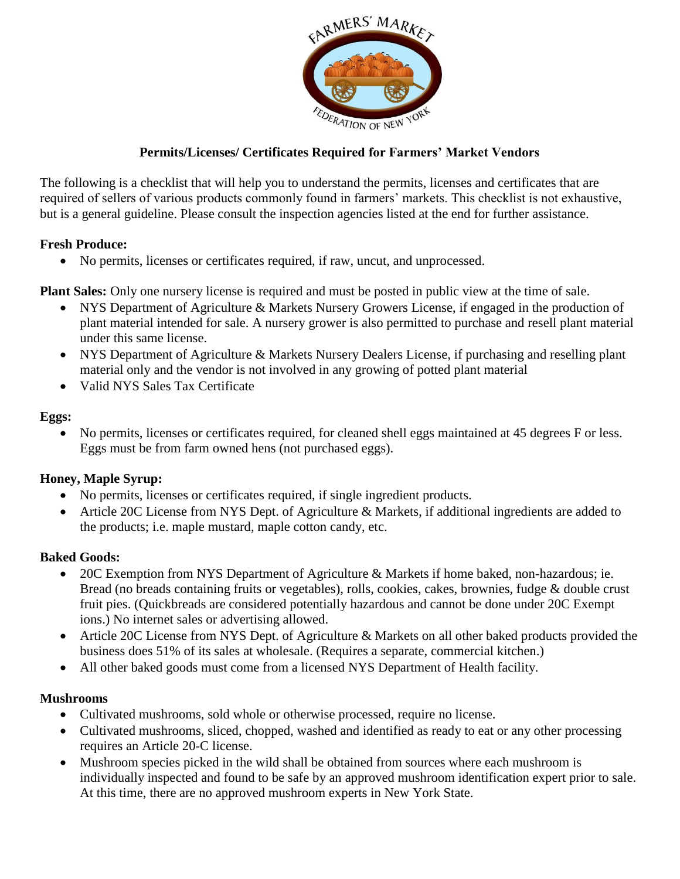FARMERS' MARKET FEDERATION OF NEW YORK

## Permits/Licenses/ Certificates Required for Farmers' Market Vendors

The following is a checklist that will help you to understand the permits, licenses and certificates that are required of sellers of various products commonly found in farmers' markets. This checklist is not exhaustive, but is a general guideline. Please consult the inspection agencies listed at the end for further assistance.

**Fresh Produce:**

- No permits, licenses or certificates required, if raw, uncut, and unprocessed.

**Plant Sales:** Only one nursery license is required and must be posted in public view at the time of sale.

- NYS Department of Agriculture & Markets Nursery Growers License, if engaged in the production of plant material intended for sale. A nursery grower is also permitted to purchase and resell plant material under this same license.
- NYS Department of Agriculture & Markets Nursery Dealers License, if purchasing and reselling plant material only and the vendor is not involved in any growing of potted plant material
- Valid NYS Sales Tax Certificate

**Eggs:**

- No permits, licenses or certificates required, for cleaned shell eggs maintained at 45 degrees F or less. Eggs must be from farm owned hens (not purchased eggs).

**Honey, Maple Syrup:**

- No permits, licenses or certificates required, if single ingredient products.
- Article 20C License from NYS Dept. of Agriculture & Markets, if additional ingredients are added to the products; i.e. maple mustard, maple cotton candy, etc.

**Baked Goods:**

- 20C Exemption from NYS Department of Agriculture & Markets if home baked, non-hazardous; ie. Bread (no breads containing fruits or vegetables), rolls, cookies, cakes, brownies, fudge & double crust fruit pies. (Quickbreads are considered potentially hazardous and cannot be done under 20C Exempt ions.) No internet sales or advertising allowed.
- Article 20C License from NYS Dept. of Agriculture & Markets on all other baked products provided the business does 51% of its sales at wholesale. (Requires a separate, commercial kitchen.)
- All other baked goods must come from a licensed NYS Department of Health facility.

**Mushrooms**

- Cultivated mushrooms, sold whole or otherwise processed, require no license.
- Cultivated mushrooms, sliced, chopped, washed and identified as ready to eat or any other processing requires an Article 20-C license.
- Mushroom species picked in the wild shall be obtained from sources where each mushroom is individually inspected and found to be safe by an approved mushroom identification expert prior to sale. At this time, there are no approved mushroom experts in New York State.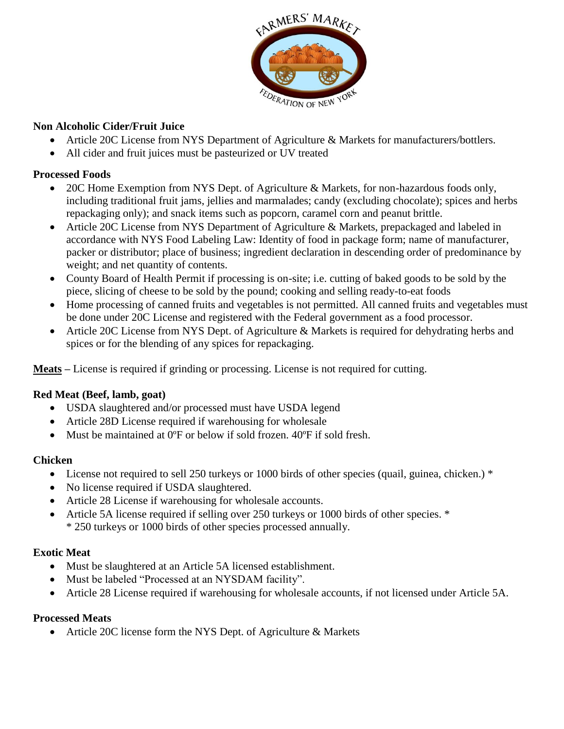**Non Alcoholic Cider/Fruit Juice**

- Article 20C License from NYS Department of Agriculture & Markets for manufacturers/bottlers.
- All cider and fruit juices must be pasteurized or UV treated

**Processed Foods**

- 20C Home Exemption from NYS Dept. of Agriculture & Markets, for non-hazardous foods only, including traditional fruit jams, jellies and marmalades; candy (excluding chocolate); spices and herbs repackaging only); and snack items such as popcorn, caramel corn and peanut brittle.
- Article 20C License from NYS Department of Agriculture & Markets, prepackaged and labeled in accordance with NYS Food Labeling Law: Identity of food in package form; name of manufacturer, packer or distributor; place of business; ingredient declaration in descending order of predominance by weight; and net quantity of contents.
- County Board of Health Permit if processing is on-site; i.e. cutting of baked goods to be sold by the piece, slicing of cheese to be sold by the pound; cooking and selling ready-to-eat foods
- Home processing of canned fruits and vegetables is not permitted. All canned fruits and vegetables must be done under 20C License and registered with the Federal government as a food processor.
- Article 20C License from NYS Dept. of Agriculture & Markets is required for dehydrating herbs and spices or for the blending of any spices for repackaging.

**Meats** – License is required if grinding or processing. License is not required for cutting.

**Red Meat (Beef, lamb, goat)**

- USDA slaughtered and/or processed must have USDA legend
- Article 28D License required if warehousing for wholesale
- Must be maintained at 0ºF or below if sold frozen. 40ºF if sold fresh.

**Chicken**

- License not required to sell 250 turkeys or 1000 birds of other species (quail, guinea, chicken.) *
- No license required if USDA slaughtered.
- Article 28 License if warehousing for wholesale accounts.
- Article 5A license required if selling over 250 turkeys or 1000 birds of other species. *
  * 250 turkeys or 1000 birds of other species processed annually.

**Exotic Meat**

- Must be slaughtered at an Article 5A licensed establishment.
- Must be labeled "Processed at an NYSDAM facility".
- Article 28 License required if warehousing for wholesale accounts, if not licensed under Article 5A.

**Processed Meats**

- Article 20C license form the NYS Dept. of Agriculture & Markets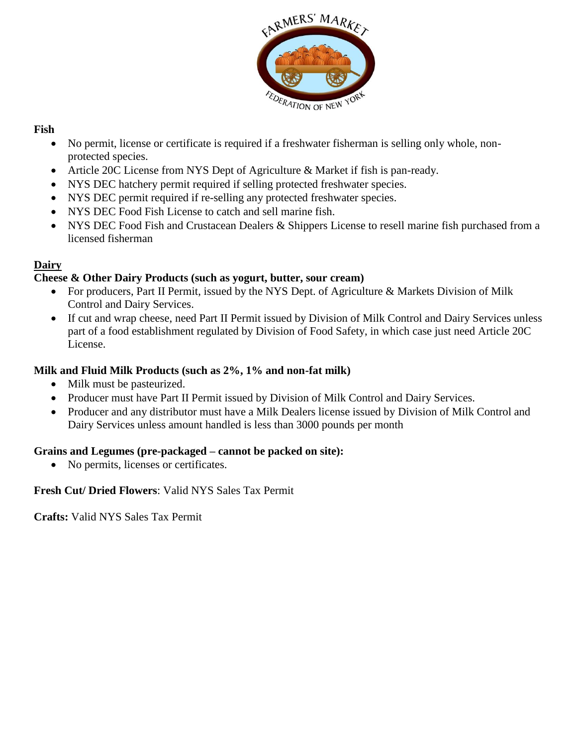**Fish**

- No permit, license or certificate is required if a freshwater fisherman is selling only whole, non-protected species.
- Article 20C License from NYS Dept of Agriculture & Market if fish is pan-ready.
- NYS DEC hatchery permit required if selling protected freshwater species.
- NYS DEC permit required if re-selling any protected freshwater species.
- NYS DEC Food Fish License to catch and sell marine fish.
- NYS DEC Food Fish and Crustacean Dealers & Shippers License to resell marine fish purchased from a licensed fisherman

**Dairy**

**Cheese & Other Dairy Products (such as yogurt, butter, sour cream)**

- For producers, Part II Permit, issued by the NYS Dept. of Agriculture & Markets Division of Milk Control and Dairy Services.
- If cut and wrap cheese, need Part II Permit issued by Division of Milk Control and Dairy Services unless part of a food establishment regulated by Division of Food Safety, in which case just need Article 20C License.

**Milk and Fluid Milk Products (such as 2%, 1% and non-fat milk)**

- Milk must be pasteurized.
- Producer must have Part II Permit issued by Division of Milk Control and Dairy Services.
- Producer and any distributor must have a Milk Dealers license issued by Division of Milk Control and Dairy Services unless amount handled is less than 3000 pounds per month

**Grains and Legumes (pre-packaged – cannot be packed on site):**

- No permits, licenses or certificates.

**Fresh Cut/ Dried Flowers**: Valid NYS Sales Tax Permit

**Crafts:** Valid NYS Sales Tax Permit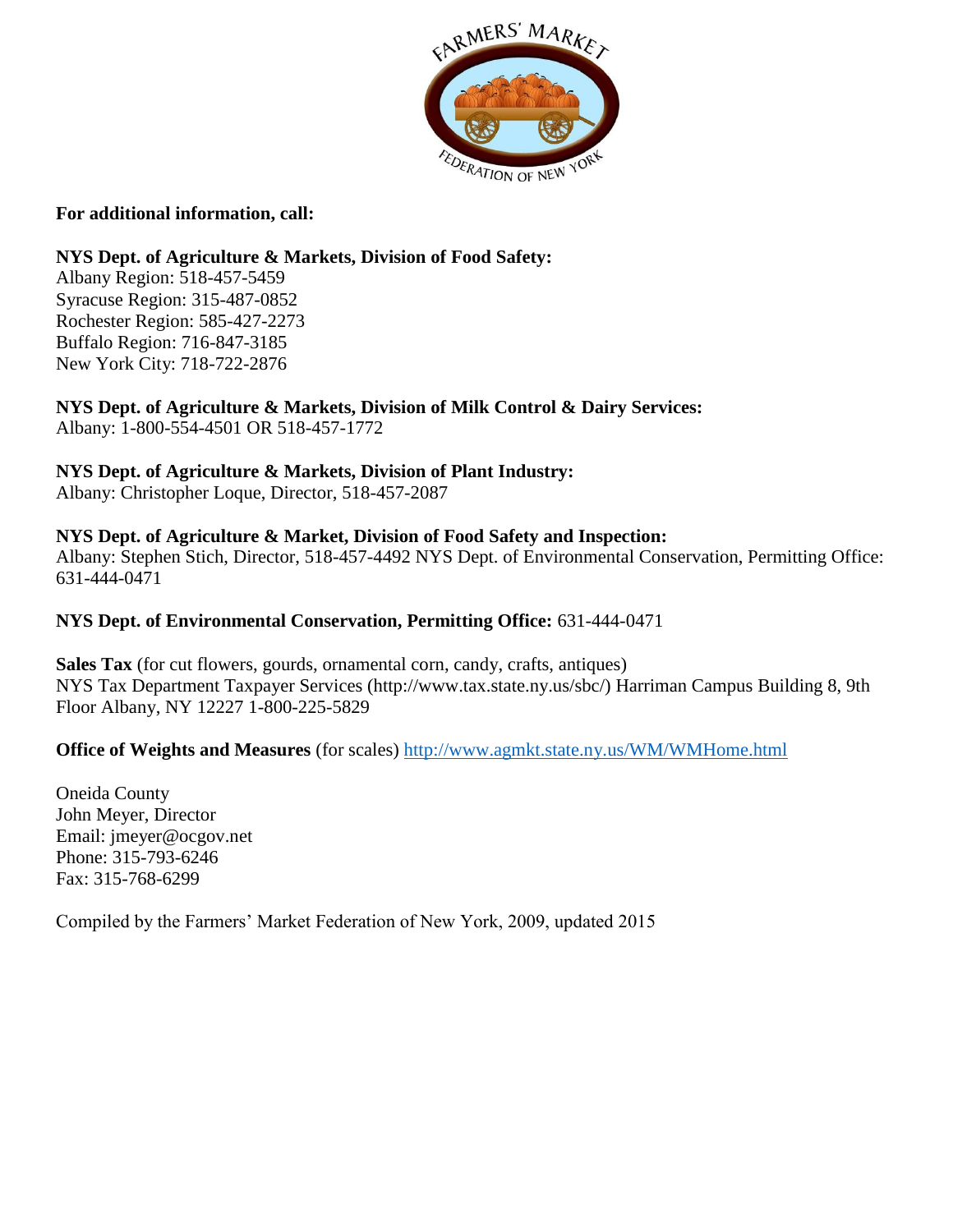**For additional information, call:**

**NYS Dept. of Agriculture & Markets, Division of Food Safety:**
Albany Region: 518-457-5459
Syracuse Region: 315-487-0852
Rochester Region: 585-427-2273
Buffalo Region: 716-847-3185
New York City: 718-722-2876

**NYS Dept. of Agriculture & Markets, Division of Milk Control & Dairy Services:**
Albany: 1-800-554-4501 OR 518-457-1772

**NYS Dept. of Agriculture & Markets, Division of Plant Industry:**
Albany: Christopher Loque, Director, 518-457-2087

**NYS Dept. of Agriculture & Market, Division of Food Safety and Inspection:**
Albany: Stephen Stich, Director, 518-457-4492 NYS Dept. of Environmental Conservation, Permitting Office: 631-444-0471

**NYS Dept. of Environmental Conservation, Permitting Office:** 631-444-0471

**Sales Tax** (for cut flowers, gourds, ornamental corn, candy, crafts, antiques)
NYS Tax Department Taxpayer Services (http://www.tax.state.ny.us/sbc/) Harriman Campus Building 8, 9th Floor Albany, NY 12227 1-800-225-5829

**Office of Weights and Measures** (for scales) [http://www.agmkt.state.ny.us/WM/WMHome.html](http://www.agmkt.state.ny.us/WM/WMHome.html)

Oneida County
John Meyer, Director
Email: jmeyer@ocgov.net
Phone: 315-793-6246
Fax: 315-768-6299

Compiled by the Farmers' Market Federation of New York, 2009, updated 2015